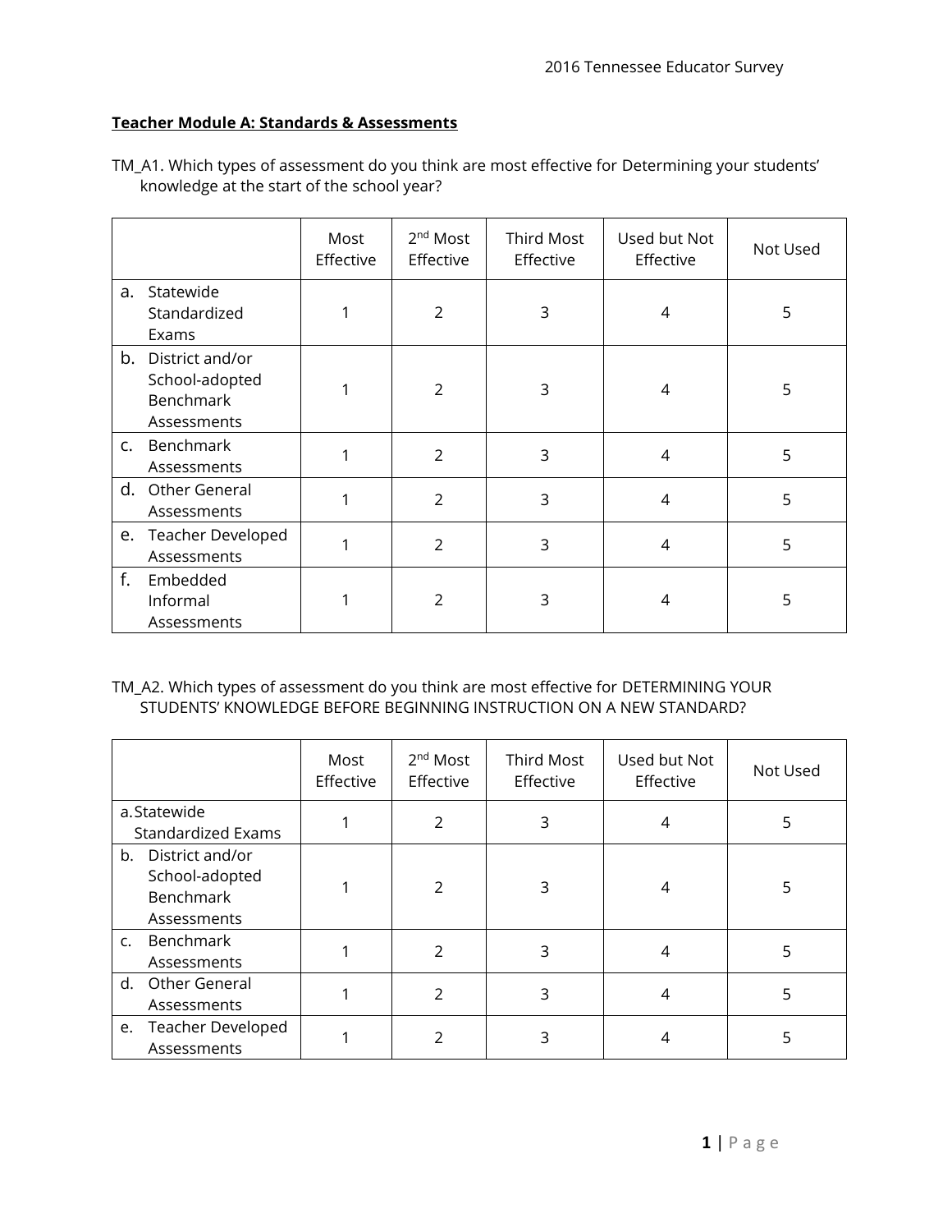**Teacher Module A: Standards & Assessments**

TM_A1. Which types of assessment do you think are most effective for Determining your students' knowledge at the start of the school year?

| | Most Effective | 2nd Most Effective | Third Most Effective | Used but Not Effective | Not Used |
|---|---|---|---|---|---|
| a. Statewide Standardized Exams | 1 | 2 | 3 | 4 | 5 |
| b. District and/or School-adopted Benchmark Assessments | 1 | 2 | 3 | 4 | 5 |
| c. Benchmark Assessments | 1 | 2 | 3 | 4 | 5 |
| d. Other General Assessments | 1 | 2 | 3 | 4 | 5 |
| e. Teacher Developed Assessments | 1 | 2 | 3 | 4 | 5 |
| f. Embedded Informal Assessments | 1 | 2 | 3 | 4 | 5 |

TM_A2. Which types of assessment do you think are most effective for DETERMINING YOUR STUDENTS' KNOWLEDGE BEFORE BEGINNING INSTRUCTION ON A NEW STANDARD?

| | Most Effective | 2nd Most Effective | Third Most Effective | Used but Not Effective | Not Used |
|---|---|---|---|---|---|
| a. Statewide Standardized Exams | 1 | 2 | 3 | 4 | 5 |
| b. District and/or School-adopted Benchmark Assessments | 1 | 2 | 3 | 4 | 5 |
| c. Benchmark Assessments | 1 | 2 | 3 | 4 | 5 |
| d. Other General Assessments | 1 | 2 | 3 | 4 | 5 |
| e. Teacher Developed Assessments | 1 | 2 | 3 | 4 | 5 |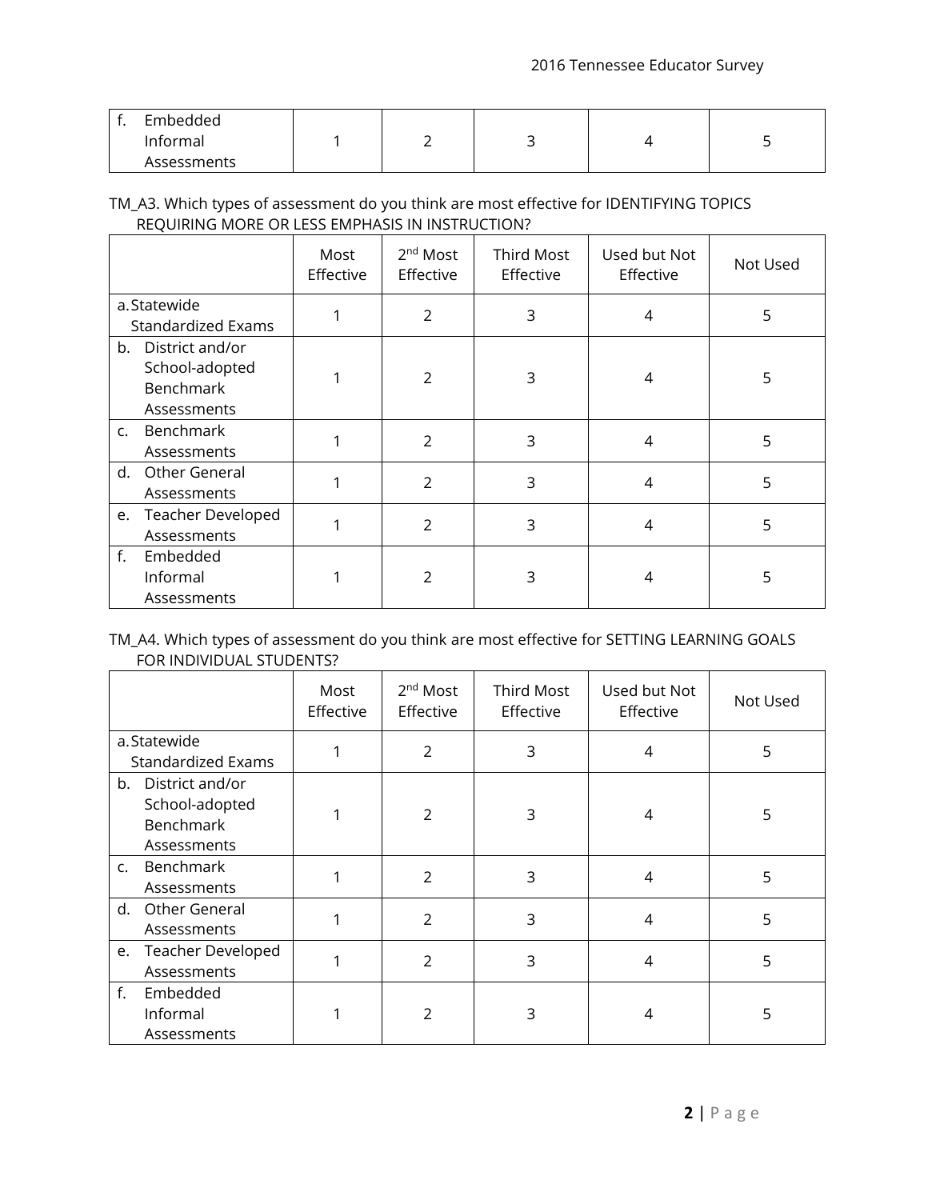| | | | | | |
|---|---|---|---|---|---|
| f. Embedded Informal Assessments | 1 | 2 | 3 | 4 | 5 |

TM_A3. Which types of assessment do you think are most effective for IDENTIFYING TOPICS REQUIRING MORE OR LESS EMPHASIS IN INSTRUCTION?

| | Most Effective | 2nd Most Effective | Third Most Effective | Used but Not Effective | Not Used |
|---|---|---|---|---|---|
| a. Statewide Standardized Exams | 1 | 2 | 3 | 4 | 5 |
| b. District and/or School-adopted Benchmark Assessments | 1 | 2 | 3 | 4 | 5 |
| c. Benchmark Assessments | 1 | 2 | 3 | 4 | 5 |
| d. Other General Assessments | 1 | 2 | 3 | 4 | 5 |
| e. Teacher Developed Assessments | 1 | 2 | 3 | 4 | 5 |
| f. Embedded Informal Assessments | 1 | 2 | 3 | 4 | 5 |

TM_A4. Which types of assessment do you think are most effective for SETTING LEARNING GOALS FOR INDIVIDUAL STUDENTS?

| | Most Effective | 2nd Most Effective | Third Most Effective | Used but Not Effective | Not Used |
|---|---|---|---|---|---|
| a. Statewide Standardized Exams | 1 | 2 | 3 | 4 | 5 |
| b. District and/or School-adopted Benchmark Assessments | 1 | 2 | 3 | 4 | 5 |
| c. Benchmark Assessments | 1 | 2 | 3 | 4 | 5 |
| d. Other General Assessments | 1 | 2 | 3 | 4 | 5 |
| e. Teacher Developed Assessments | 1 | 2 | 3 | 4 | 5 |
| f. Embedded Informal Assessments | 1 | 2 | 3 | 4 | 5 |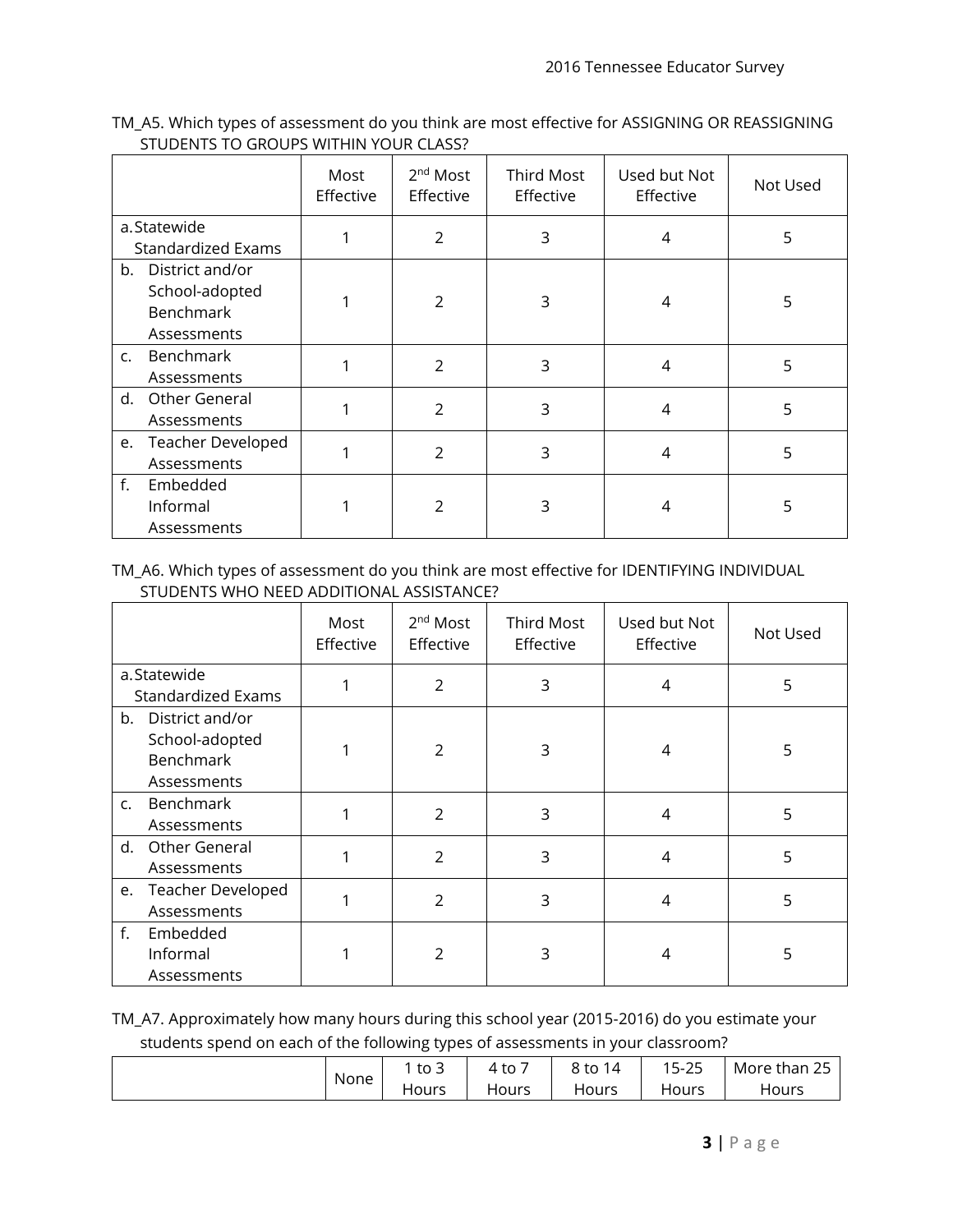TM_A5. Which types of assessment do you think are most effective for ASSIGNING OR REASSIGNING STUDENTS TO GROUPS WITHIN YOUR CLASS?

| | Most Effective | 2nd Most Effective | Third Most Effective | Used but Not Effective | Not Used |
|---|---|---|---|---|---|
| a. Statewide Standardized Exams | 1 | 2 | 3 | 4 | 5 |
| b. District and/or School-adopted Benchmark Assessments | 1 | 2 | 3 | 4 | 5 |
| c. Benchmark Assessments | 1 | 2 | 3 | 4 | 5 |
| d. Other General Assessments | 1 | 2 | 3 | 4 | 5 |
| e. Teacher Developed Assessments | 1 | 2 | 3 | 4 | 5 |
| f. Embedded Informal Assessments | 1 | 2 | 3 | 4 | 5 |

TM_A6. Which types of assessment do you think are most effective for IDENTIFYING INDIVIDUAL STUDENTS WHO NEED ADDITIONAL ASSISTANCE?

| | Most Effective | 2nd Most Effective | Third Most Effective | Used but Not Effective | Not Used |
|---|---|---|---|---|---|
| a. Statewide Standardized Exams | 1 | 2 | 3 | 4 | 5 |
| b. District and/or School-adopted Benchmark Assessments | 1 | 2 | 3 | 4 | 5 |
| c. Benchmark Assessments | 1 | 2 | 3 | 4 | 5 |
| d. Other General Assessments | 1 | 2 | 3 | 4 | 5 |
| e. Teacher Developed Assessments | 1 | 2 | 3 | 4 | 5 |
| f. Embedded Informal Assessments | 1 | 2 | 3 | 4 | 5 |

TM_A7. Approximately how many hours during this school year (2015-2016) do you estimate your students spend on each of the following types of assessments in your classroom?

| | None | 1 to 3 Hours | 4 to 7 Hours | 8 to 14 Hours | 15-25 Hours | More than 25 Hours |
|---|---|---|---|---|---|---|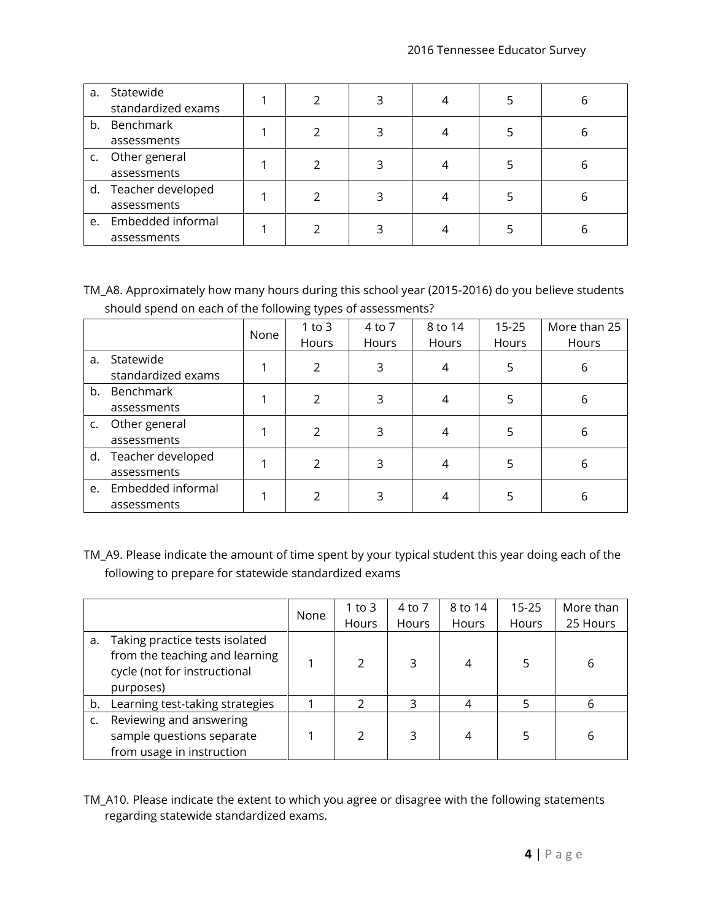| | | | | | | |
|---|---|---|---|---|---|---|
| a. Statewide standardized exams | 1 | 2 | 3 | 4 | 5 | 6 |
| b. Benchmark assessments | 1 | 2 | 3 | 4 | 5 | 6 |
| c. Other general assessments | 1 | 2 | 3 | 4 | 5 | 6 |
| d. Teacher developed assessments | 1 | 2 | 3 | 4 | 5 | 6 |
| e. Embedded informal assessments | 1 | 2 | 3 | 4 | 5 | 6 |

TM_A8. Approximately how many hours during this school year (2015-2016) do you believe students should spend on each of the following types of assessments?

| | None | 1 to 3 Hours | 4 to 7 Hours | 8 to 14 Hours | 15-25 Hours | More than 25 Hours |
|---|---|---|---|---|---|---|
| a. Statewide standardized exams | 1 | 2 | 3 | 4 | 5 | 6 |
| b. Benchmark assessments | 1 | 2 | 3 | 4 | 5 | 6 |
| c. Other general assessments | 1 | 2 | 3 | 4 | 5 | 6 |
| d. Teacher developed assessments | 1 | 2 | 3 | 4 | 5 | 6 |
| e. Embedded informal assessments | 1 | 2 | 3 | 4 | 5 | 6 |

TM_A9. Please indicate the amount of time spent by your typical student this year doing each of the following to prepare for statewide standardized exams

| | None | 1 to 3 Hours | 4 to 7 Hours | 8 to 14 Hours | 15-25 Hours | More than 25 Hours |
|---|---|---|---|---|---|---|
| a. Taking practice tests isolated from the teaching and learning cycle (not for instructional purposes) | 1 | 2 | 3 | 4 | 5 | 6 |
| b. Learning test-taking strategies | 1 | 2 | 3 | 4 | 5 | 6 |
| c. Reviewing and answering sample questions separate from usage in instruction | 1 | 2 | 3 | 4 | 5 | 6 |

TM_A10. Please indicate the extent to which you agree or disagree with the following statements regarding statewide standardized exams.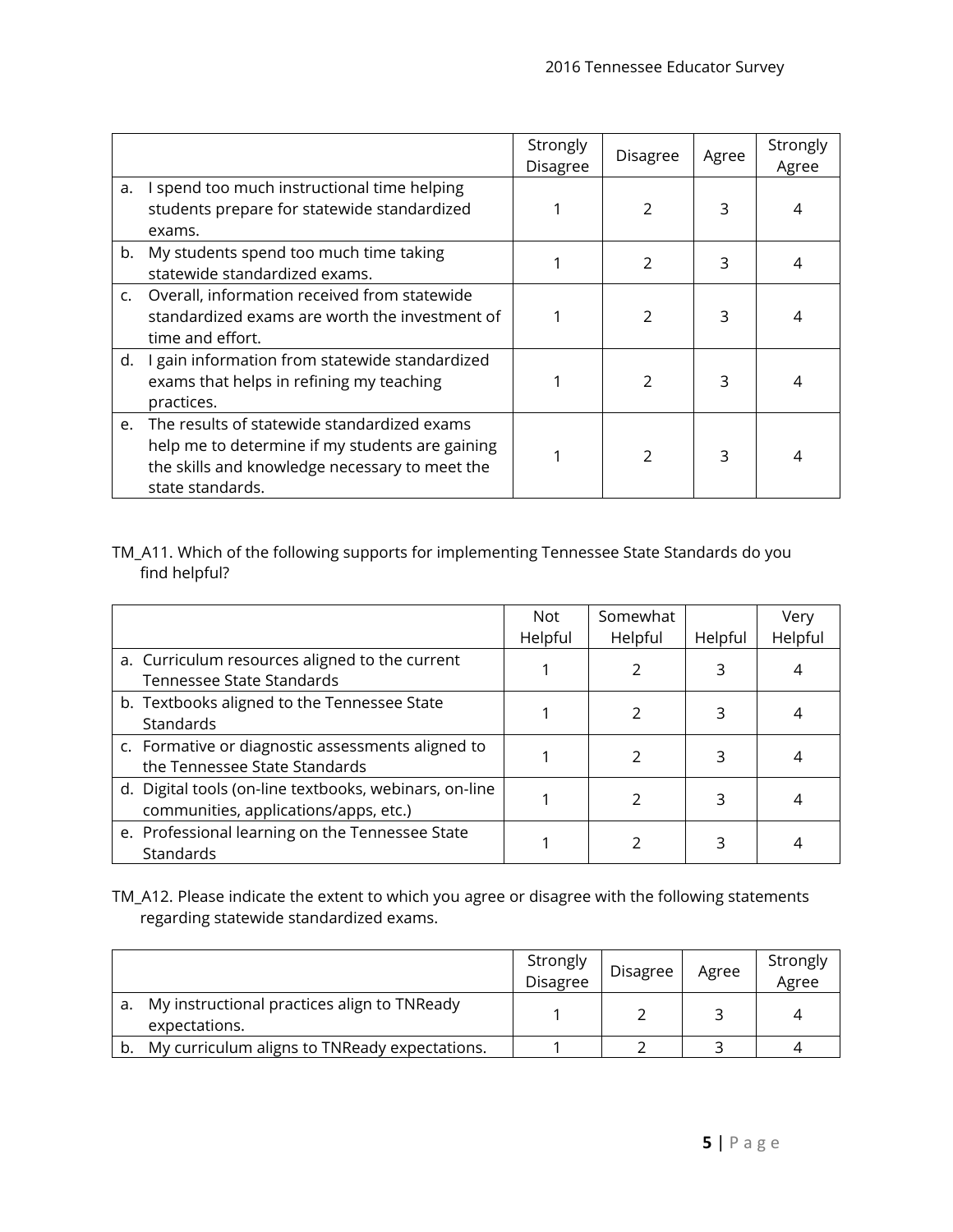| | Strongly Disagree | Disagree | Agree | Strongly Agree |
|---|---|---|---|---|
| a. I spend too much instructional time helping students prepare for statewide standardized exams. | 1 | 2 | 3 | 4 |
| b. My students spend too much time taking statewide standardized exams. | 1 | 2 | 3 | 4 |
| c. Overall, information received from statewide standardized exams are worth the investment of time and effort. | 1 | 2 | 3 | 4 |
| d. I gain information from statewide standardized exams that helps in refining my teaching practices. | 1 | 2 | 3 | 4 |
| e. The results of statewide standardized exams help me to determine if my students are gaining the skills and knowledge necessary to meet the state standards. | 1 | 2 | 3 | 4 |

TM_A11. Which of the following supports for implementing Tennessee State Standards do you find helpful?

| | Not Helpful | Somewhat Helpful | Helpful | Very Helpful |
|---|---|---|---|---|
| a. Curriculum resources aligned to the current Tennessee State Standards | 1 | 2 | 3 | 4 |
| b. Textbooks aligned to the Tennessee State Standards | 1 | 2 | 3 | 4 |
| c. Formative or diagnostic assessments aligned to the Tennessee State Standards | 1 | 2 | 3 | 4 |
| d. Digital tools (on-line textbooks, webinars, on-line communities, applications/apps, etc.) | 1 | 2 | 3 | 4 |
| e. Professional learning on the Tennessee State Standards | 1 | 2 | 3 | 4 |

TM_A12. Please indicate the extent to which you agree or disagree with the following statements regarding statewide standardized exams.

| | Strongly Disagree | Disagree | Agree | Strongly Agree |
|---|---|---|---|---|
| a. My instructional practices align to TNReady expectations. | 1 | 2 | 3 | 4 |
| b. My curriculum aligns to TNReady expectations. | 1 | 2 | 3 | 4 |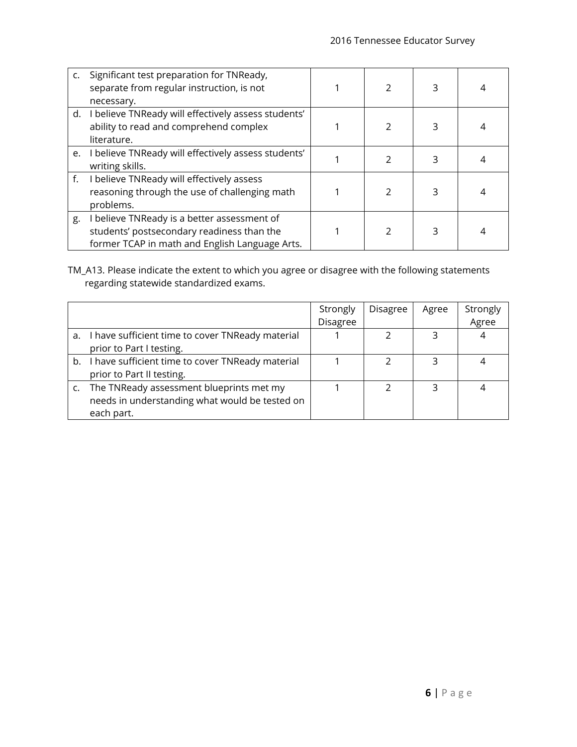| | | | | |
|---|---|---|---|---|
| c. Significant test preparation for TNReady, separate from regular instruction, is not necessary. | 1 | 2 | 3 | 4 |
| d. I believe TNReady will effectively assess students' ability to read and comprehend complex literature. | 1 | 2 | 3 | 4 |
| e. I believe TNReady will effectively assess students' writing skills. | 1 | 2 | 3 | 4 |
| f. I believe TNReady will effectively assess reasoning through the use of challenging math problems. | 1 | 2 | 3 | 4 |
| g. I believe TNReady is a better assessment of students' postsecondary readiness than the former TCAP in math and English Language Arts. | 1 | 2 | 3 | 4 |

TM_A13. Please indicate the extent to which you agree or disagree with the following statements regarding statewide standardized exams.

| | Strongly Disagree | Disagree | Agree | Strongly Agree |
|---|---|---|---|---|
| a. I have sufficient time to cover TNReady material prior to Part I testing. | 1 | 2 | 3 | 4 |
| b. I have sufficient time to cover TNReady material prior to Part II testing. | 1 | 2 | 3 | 4 |
| c. The TNReady assessment blueprints met my needs in understanding what would be tested on each part. | 1 | 2 | 3 | 4 |